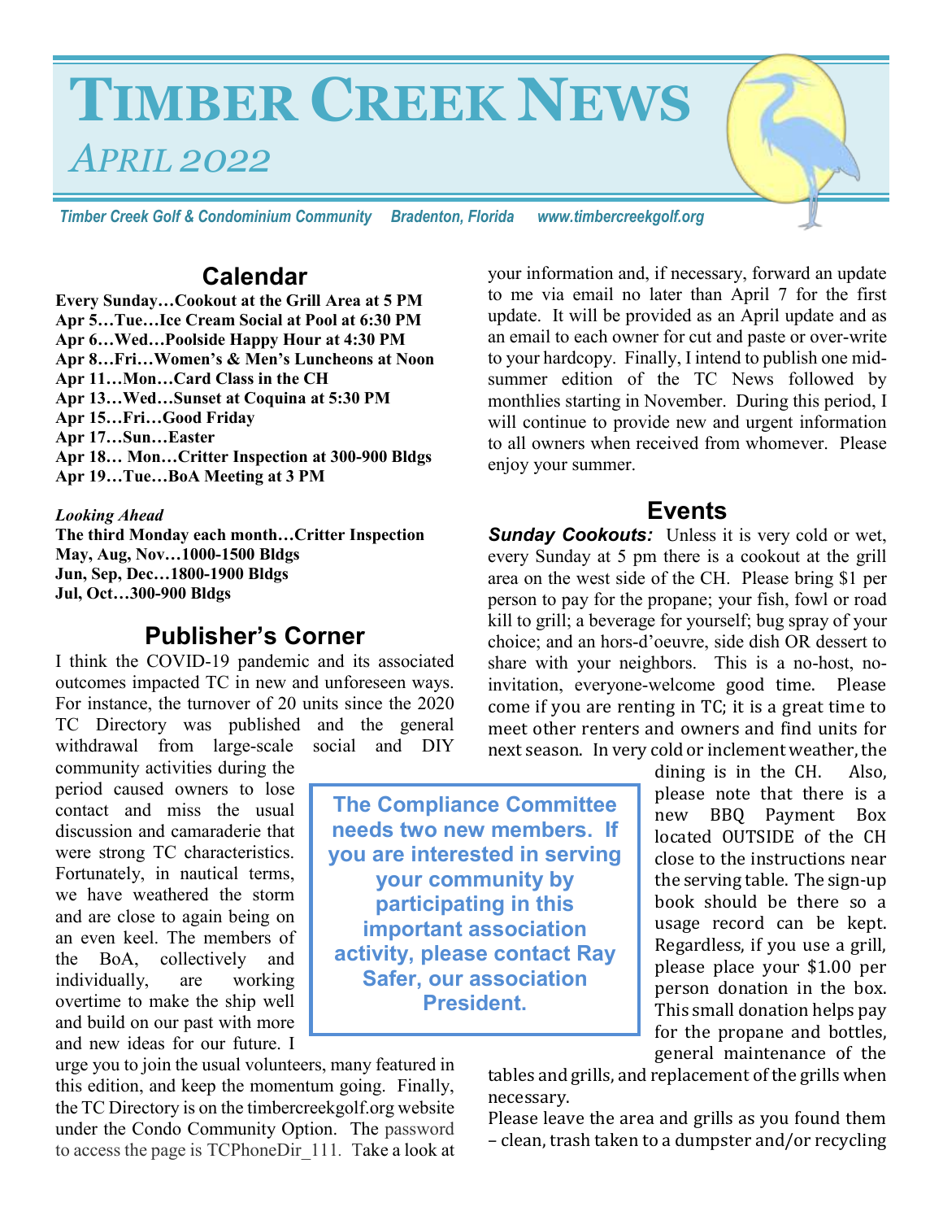# Timber Creek News

*April 2022*

*Timber Creek Golf & Condominium Community    Bradenton, Florida    www.timbercreekgolf.org*

## Calendar

**Every Sunday…Cookout at the Grill Area at 5 PM**
**Apr 5…Tue…Ice Cream Social at Pool at 6:30 PM**
**Apr 6…Wed…Poolside Happy Hour at 4:30 PM**
**Apr 8…Fri…Women's & Men's Luncheons at Noon**
**Apr 11…Mon…Card Class in the CH**
**Apr 13…Wed…Sunset at Coquina at 5:30 PM**
**Apr 15…Fri…Good Friday**
**Apr 17…Sun…Easter**
**Apr 18… Mon…Critter Inspection at 300-900 Bldgs**
**Apr 19…Tue…BoA Meeting at 3 PM**

***Looking Ahead***
**The third Monday each month…Critter Inspection**
**May, Aug, Nov…1000-1500 Bldgs**
**Jun, Sep, Dec…1800-1900 Bldgs**
**Jul, Oct…300-900 Bldgs**

## Publisher's Corner

I think the COVID-19 pandemic and its associated outcomes impacted TC in new and unforeseen ways. For instance, the turnover of 20 units since the 2020 TC Directory was published and the general withdrawal from large-scale social and DIY community activities during the period caused owners to lose contact and miss the usual discussion and camaraderie that were strong TC characteristics. Fortunately, in nautical terms, we have weathered the storm and are close to again being on an even keel. The members of the BoA, collectively and individually, are working overtime to make the ship well and build on our past with more and new ideas for our future. I urge you to join the usual volunteers, many featured in this edition, and keep the momentum going. Finally, the TC Directory is on the timbercreekgolf.org website under the Condo Community Option. The password to access the page is TCPhoneDir_111. Take a look at your information and, if necessary, forward an update to me via email no later than April 7 for the first update. It will be provided as an April update and as an email to each owner for cut and paste or over-write to your hardcopy. Finally, I intend to publish one mid-summer edition of the TC News followed by monthlies starting in November. During this period, I will continue to provide new and urgent information to all owners when received from whomever. Please enjoy your summer.

**The Compliance Committee needs two new members. If you are interested in serving your community by participating in this important association activity, please contact Ray Safer, our association President.**

## Events

***Sunday Cookouts:*** Unless it is very cold or wet, every Sunday at 5 pm there is a cookout at the grill area on the west side of the CH. Please bring $1 per person to pay for the propane; your fish, fowl or road kill to grill; a beverage for yourself; bug spray of your choice; and an hors-d'oeuvre, side dish OR dessert to share with your neighbors. This is a no-host, no-invitation, everyone-welcome good time. Please come if you are renting in TC; it is a great time to meet other renters and owners and find units for next season. In very cold or inclement weather, the dining is in the CH. Also, please note that there is a new BBQ Payment Box located OUTSIDE of the CH close to the instructions near the serving table. The sign-up book should be there so a usage record can be kept. Regardless, if you use a grill, please place your $1.00 per person donation in the box. This small donation helps pay for the propane and bottles, general maintenance of the tables and grills, and replacement of the grills when necessary.

Please leave the area and grills as you found them – clean, trash taken to a dumpster and/or recycling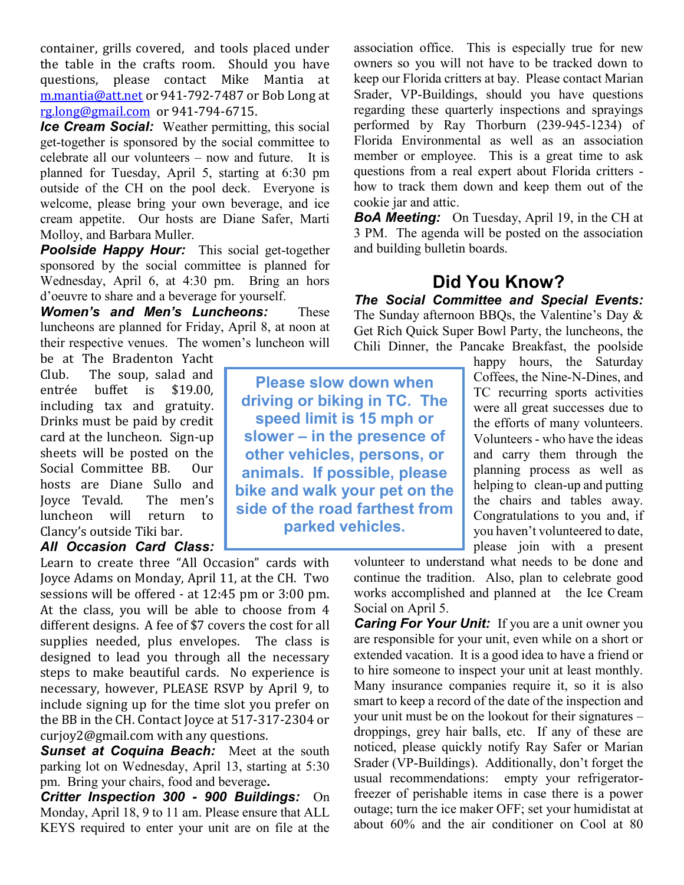container, grills covered, and tools placed under the table in the crafts room. Should you have questions, please contact Mike Mantia at m.mantia@att.net or 941-792-7487 or Bob Long at rg.long@gmail.com or 941-794-6715.

***Ice Cream Social:*** Weather permitting, this social get-together is sponsored by the social committee to celebrate all our volunteers – now and future. It is planned for Tuesday, April 5, starting at 6:30 pm outside of the CH on the pool deck. Everyone is welcome, please bring your own beverage, and ice cream appetite. Our hosts are Diane Safer, Marti Molloy, and Barbara Muller.

***Poolside Happy Hour:*** This social get-together sponsored by the social committee is planned for Wednesday, April 6, at 4:30 pm. Bring an hors d'oeuvre to share and a beverage for yourself.

***Women's and Men's Luncheons:*** These luncheons are planned for Friday, April 8, at noon at their respective venues. The women's luncheon will be at The Bradenton Yacht Club. The soup, salad and entrée buffet is $19.00, including tax and gratuity. Drinks must be paid by credit card at the luncheon. Sign-up sheets will be posted on the Social Committee BB. Our hosts are Diane Sullo and Joyce Tevald. The men's luncheon will return to Clancy's outside Tiki bar.

***All Occasion Card Class:*** Learn to create three "All Occasion" cards with Joyce Adams on Monday, April 11, at the CH. Two sessions will be offered - at 12:45 pm or 3:00 pm. At the class, you will be able to choose from 4 different designs. A fee of $7 covers the cost for all supplies needed, plus envelopes. The class is designed to lead you through all the necessary steps to make beautiful cards. No experience is necessary, however, PLEASE RSVP by April 9, to include signing up for the time slot you prefer on the BB in the CH. Contact Joyce at 517-317-2304 or curjoy2@gmail.com with any questions.

***Sunset at Coquina Beach:*** Meet at the south parking lot on Wednesday, April 13, starting at 5:30 pm. Bring your chairs, food and beverage**.**

***Critter Inspection 300 - 900 Buildings:*** On Monday, April 18, 9 to 11 am. Please ensure that ALL KEYS required to enter your unit are on file at the association office. This is especially true for new owners so you will not have to be tracked down to keep our Florida critters at bay. Please contact Marian Srader, VP-Buildings, should you have questions regarding these quarterly inspections and sprayings performed by Ray Thorburn (239-945-1234) of Florida Environmental as well as an association member or employee. This is a great time to ask questions from a real expert about Florida critters - how to track them down and keep them out of the cookie jar and attic.

***BoA Meeting:*** On Tuesday, April 19, in the CH at 3 PM. The agenda will be posted on the association and building bulletin boards.

**Please slow down when driving or biking in TC. The speed limit is 15 mph or slower – in the presence of other vehicles, persons, or animals. If possible, please bike and walk your pet on the side of the road farthest from parked vehicles.**

## Did You Know?

***The Social Committee and Special Events:*** The Sunday afternoon BBQs, the Valentine's Day & Get Rich Quick Super Bowl Party, the luncheons, the Chili Dinner, the Pancake Breakfast, the poolside happy hours, the Saturday Coffees, the Nine-N-Dines, and TC recurring sports activities were all great successes due to the efforts of many volunteers. Volunteers - who have the ideas and carry them through the planning process as well as helping to clean-up and putting the chairs and tables away. Congratulations to you and, if you haven't volunteered to date, please join with a present volunteer to understand what needs to be done and continue the tradition. Also, plan to celebrate good works accomplished and planned at the Ice Cream Social on April 5.

***Caring For Your Unit:*** If you are a unit owner you are responsible for your unit, even while on a short or extended vacation. It is a good idea to have a friend or to hire someone to inspect your unit at least monthly. Many insurance companies require it, so it is also smart to keep a record of the date of the inspection and your unit must be on the lookout for their signatures – droppings, grey hair balls, etc. If any of these are noticed, please quickly notify Ray Safer or Marian Srader (VP-Buildings). Additionally, don't forget the usual recommendations: empty your refrigerator-freezer of perishable items in case there is a power outage; turn the ice maker OFF; set your humidistat at about 60% and the air conditioner on Cool at 80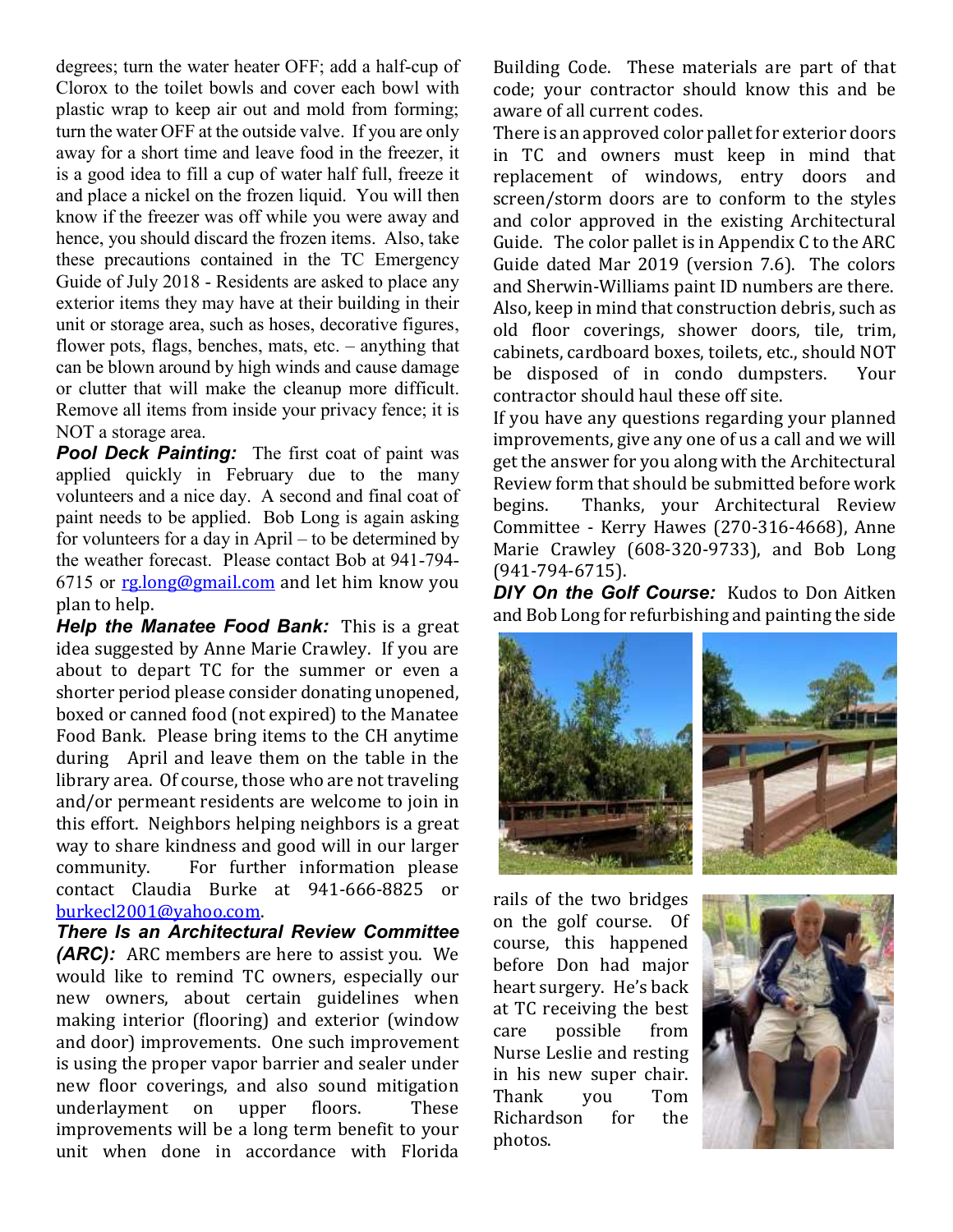degrees; turn the water heater OFF; add a half-cup of Clorox to the toilet bowls and cover each bowl with plastic wrap to keep air out and mold from forming; turn the water OFF at the outside valve. If you are only away for a short time and leave food in the freezer, it is a good idea to fill a cup of water half full, freeze it and place a nickel on the frozen liquid. You will then know if the freezer was off while you were away and hence, you should discard the frozen items. Also, take these precautions contained in the TC Emergency Guide of July 2018 - Residents are asked to place any exterior items they may have at their building in their unit or storage area, such as hoses, decorative figures, flower pots, flags, benches, mats, etc. – anything that can be blown around by high winds and cause damage or clutter that will make the cleanup more difficult. Remove all items from inside your privacy fence; it is NOT a storage area.

***Pool Deck Painting:*** The first coat of paint was applied quickly in February due to the many volunteers and a nice day. A second and final coat of paint needs to be applied. Bob Long is again asking for volunteers for a day in April – to be determined by the weather forecast. Please contact Bob at 941-794-6715 or rg.long@gmail.com and let him know you plan to help.

***Help the Manatee Food Bank:*** This is a great idea suggested by Anne Marie Crawley. If you are about to depart TC for the summer or even a shorter period please consider donating unopened, boxed or canned food (not expired) to the Manatee Food Bank. Please bring items to the CH anytime during April and leave them on the table in the library area. Of course, those who are not traveling and/or permeant residents are welcome to join in this effort. Neighbors helping neighbors is a great way to share kindness and good will in our larger community. For further information please contact Claudia Burke at 941-666-8825 or burkecl2001@yahoo.com.

***There Is an Architectural Review Committee (ARC):*** ARC members are here to assist you. We would like to remind TC owners, especially our new owners, about certain guidelines when making interior (flooring) and exterior (window and door) improvements. One such improvement is using the proper vapor barrier and sealer under new floor coverings, and also sound mitigation underlayment on upper floors. These improvements will be a long term benefit to your unit when done in accordance with Florida Building Code. These materials are part of that code; your contractor should know this and be aware of all current codes.

There is an approved color pallet for exterior doors in TC and owners must keep in mind that replacement of windows, entry doors and screen/storm doors are to conform to the styles and color approved in the existing Architectural Guide. The color pallet is in Appendix C to the ARC Guide dated Mar 2019 (version 7.6). The colors and Sherwin-Williams paint ID numbers are there. Also, keep in mind that construction debris, such as old floor coverings, shower doors, tile, trim, cabinets, cardboard boxes, toilets, etc., should NOT be disposed of in condo dumpsters. Your contractor should haul these off site.

If you have any questions regarding your planned improvements, give any one of us a call and we will get the answer for you along with the Architectural Review form that should be submitted before work begins. Thanks, your Architectural Review Committee - Kerry Hawes (270-316-4668), Anne Marie Crawley (608-320-9733), and Bob Long (941-794-6715).

***DIY On the Golf Course:*** Kudos to Don Aitken and Bob Long for refurbishing and painting the side rails of the two bridges on the golf course. Of course, this happened before Don had major heart surgery. He's back at TC receiving the best care possible from Nurse Leslie and resting in his new super chair. Thank you Tom Richardson for the photos.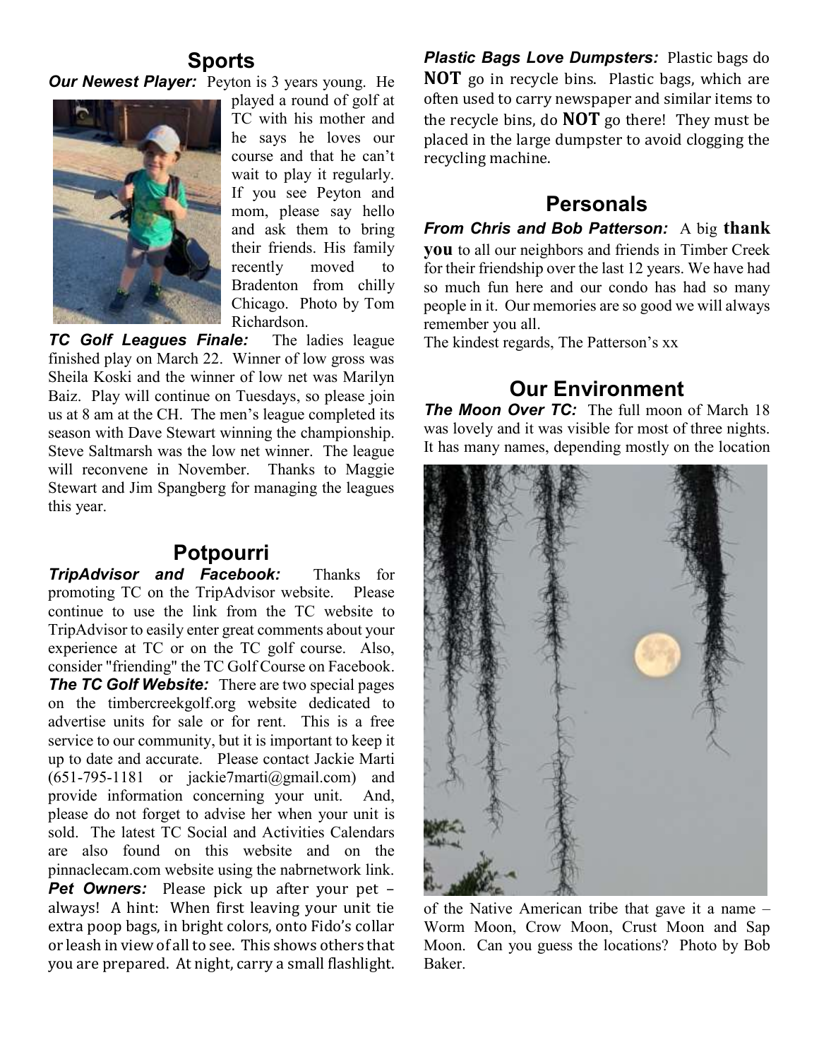## Sports

***Our Newest Player:*** Peyton is 3 years young. He played a round of golf at TC with his mother and he says he loves our course and that he can't wait to play it regularly. If you see Peyton and mom, please say hello and ask them to bring their friends. His family recently moved to Bradenton from chilly Chicago. Photo by Tom Richardson.

***TC Golf Leagues Finale:*** The ladies league finished play on March 22. Winner of low gross was Sheila Koski and the winner of low net was Marilyn Baiz. Play will continue on Tuesdays, so please join us at 8 am at the CH. The men's league completed its season with Dave Stewart winning the championship. Steve Saltmarsh was the low net winner. The league will reconvene in November. Thanks to Maggie Stewart and Jim Spangberg for managing the leagues this year.

## Potpourri

***TripAdvisor and Facebook:*** Thanks for promoting TC on the TripAdvisor website. Please continue to use the link from the TC website to TripAdvisor to easily enter great comments about your experience at TC or on the TC golf course. Also, consider "friending" the TC Golf Course on Facebook.

***The TC Golf Website:*** There are two special pages on the timbercreekgolf.org website dedicated to advertise units for sale or for rent. This is a free service to our community, but it is important to keep it up to date and accurate. Please contact Jackie Marti (651-795-1181 or jackie7marti@gmail.com) and provide information concerning your unit. And, please do not forget to advise her when your unit is sold. The latest TC Social and Activities Calendars are also found on this website and on the pinnaclecam.com website using the nabrnetwork link.

***Pet Owners:*** Please pick up after your pet – always! A hint: When first leaving your unit tie extra poop bags, in bright colors, onto Fido's collar or leash in view of all to see. This shows others that you are prepared. At night, carry a small flashlight.

***Plastic Bags Love Dumpsters:*** Plastic bags do **NOT** go in recycle bins. Plastic bags, which are often used to carry newspaper and similar items to the recycle bins, do **NOT** go there! They must be placed in the large dumpster to avoid clogging the recycling machine.

## Personals

***From Chris and Bob Patterson:*** A big **thank you** to all our neighbors and friends in Timber Creek for their friendship over the last 12 years. We have had so much fun here and our condo has had so many people in it. Our memories are so good we will always remember you all.

The kindest regards, The Patterson's xx

## Our Environment

***The Moon Over TC:*** The full moon of March 18 was lovely and it was visible for most of three nights. It has many names, depending mostly on the location of the Native American tribe that gave it a name – Worm Moon, Crow Moon, Crust Moon and Sap Moon. Can you guess the locations? Photo by Bob Baker.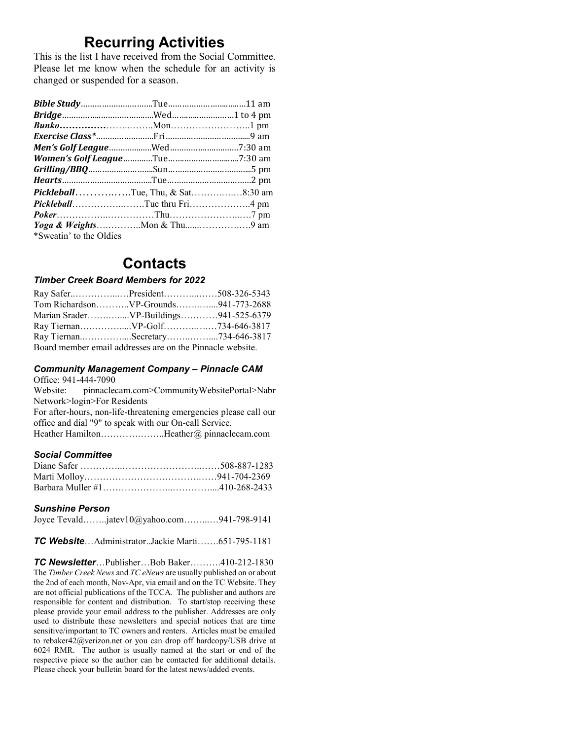# Recurring Activities

This is the list I have received from the Social Committee. Please let me know when the schedule for an activity is changed or suspended for a season.

| Activity | Day | Time |
|---|---|---|
| ***Bible Study*** | Tue | 11 am |
| ***Bridge*** | Wed | 1 to 4 pm |
| ***Bunko*** | Mon | 1 pm |
| ***Exercise Class**** | Fri | 9 am |
| ***Men's Golf League*** | Wed | 7:30 am |
| ***Women's Golf League*** | Tue | 7:30 am |
| ***Grilling/BBQ*** | Sun | 5 pm |
| ***Hearts*** | Tue | 2 pm |
| ***Pickleball*** | Tue, Thu, & Sat | 8:30 am |
| ***Pickleball*** | Tue thru Fri | 4 pm |
| ***Poker*** | Thu | 7 pm |
| ***Yoga & Weights*** | Mon & Thu | 9 am |

*Sweatin' to the Oldies

# Contacts

### *Timber Creek Board Members for 2022*

| Name | Position | Phone |
|---|---|---|
| Ray Safer | President | 508-326-5343 |
| Tom Richardson | VP-Grounds | 941-773-2688 |
| Marian Srader | VP-Buildings | 941-525-6379 |
| Ray Tiernan | VP-Golf | 734-646-3817 |
| Ray Tiernan | Secretary | 734-646-3817 |

Board member email addresses are on the Pinnacle website.

### *Community Management Company – Pinnacle CAM*

Office: 941-444-7090

Website: pinnaclecam.com>CommunityWebsitePortal>Nabr Network>login>For Residents

For after-hours, non-life-threatening emergencies please call our office and dial "9" to speak with our On-call Service.

Heather Hamilton……………..Heather@ pinnaclecam.com

### *Social Committee*

| Name | Phone |
|---|---|
| Diane Safer | 508-887-1283 |
| Marti Molloy | 941-704-2369 |
| Barbara Muller #1 | 410-268-2433 |

### *Sunshine Person*

Joyce Tevald……..jatev10@yahoo.com……..…941-798-9141

***TC Website***…Administrator..Jackie Marti…….651-795-1181

***TC Newsletter***…Publisher…Bob Baker……….410-212-1830

The *Timber Creek News* and *TC eNews* are usually published on or about the 2nd of each month, Nov-Apr, via email and on the TC Website. They are not official publications of the TCCA. The publisher and authors are responsible for content and distribution. To start/stop receiving these please provide your email address to the publisher. Addresses are only used to distribute these newsletters and special notices that are time sensitive/important to TC owners and renters. Articles must be emailed to rebaker42@verizon.net or you can drop off hardcopy/USB drive at 6024 RMR. The author is usually named at the start or end of the respective piece so the author can be contacted for additional details. Please check your bulletin board for the latest news/added events.